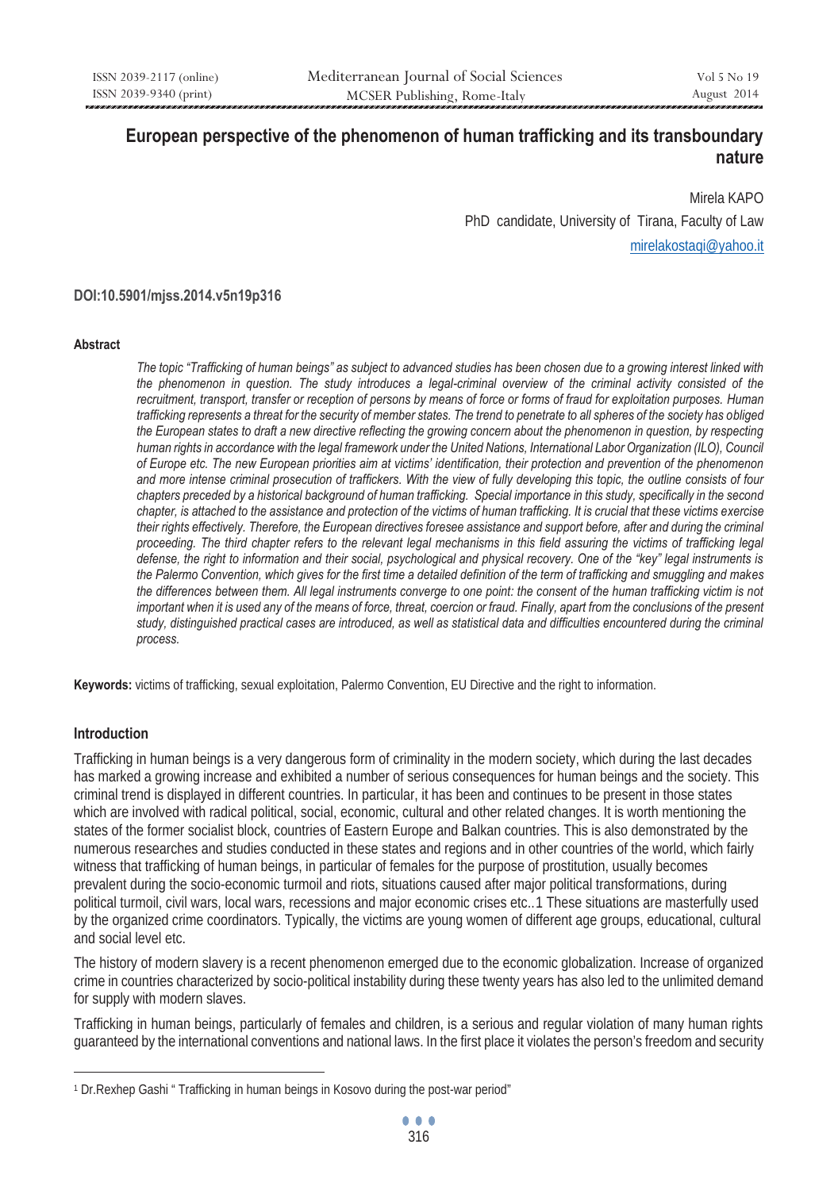# European perspective of the phenomenon of human trafficking and its transboundary nature

Mirela KAPO

PhD candidate, University of Tirana, Faculty of Law

mirelakostaqi@yahoo.it

**DOI:10.5901/mjss.2014.v5n19p316**

### Abstract

*The topic "Trafficking of human beings" as subject to advanced studies has been chosen due to a growing interest linked with the phenomenon in question. The study introduces a legal-criminal overview of the criminal activity consisted of the recruitment, transport, transfer or reception of persons by means of force or forms of fraud for exploitation purposes. Human trafficking represents a threat for the security of member states. The trend to penetrate to all spheres of the society has obliged the European states to draft a new directive reflecting the growing concern about the phenomenon in question, by respecting human rights in accordance with the legal framework under the United Nations, International Labor Organization (ILO), Council of Europe etc. The new European priorities aim at victims' identification, their protection and prevention of the phenomenon and more intense criminal prosecution of traffickers. With the view of fully developing this topic, the outline consists of four chapters preceded by a historical background of human trafficking. Special importance in this study, specifically in the second chapter, is attached to the assistance and protection of the victims of human trafficking. It is crucial that these victims exercise their rights effectively. Therefore, the European directives foresee assistance and support before, after and during the criminal proceeding. The third chapter refers to the relevant legal mechanisms in this field assuring the victims of trafficking legal defense, the right to information and their social, psychological and physical recovery. One of the "key" legal instruments is the Palermo Convention, which gives for the first time a detailed definition of the term of trafficking and smuggling and makes the differences between them. All legal instruments converge to one point: the consent of the human trafficking victim is not important when it is used any of the means of force, threat, coercion or fraud. Finally, apart from the conclusions of the present study, distinguished practical cases are introduced, as well as statistical data and difficulties encountered during the criminal process.*

**Keywords:** victims of trafficking, sexual exploitation, Palermo Convention, EU Directive and the right to information.

### Introduction

Trafficking in human beings is a very dangerous form of criminality in the modern society, which during the last decades has marked a growing increase and exhibited a number of serious consequences for human beings and the society. This criminal trend is displayed in different countries. In particular, it has been and continues to be present in those states which are involved with radical political, social, economic, cultural and other related changes. It is worth mentioning the states of the former socialist block, countries of Eastern Europe and Balkan countries. This is also demonstrated by the numerous researches and studies conducted in these states and regions and in other countries of the world, which fairly witness that trafficking of human beings, in particular of females for the purpose of prostitution, usually becomes prevalent during the socio-economic turmoil and riots, situations caused after major political transformations, during political turmoil, civil wars, local wars, recessions and major economic crises etc..[1] These situations are masterfully used by the organized crime coordinators. Typically, the victims are young women of different age groups, educational, cultural and social level etc.

The history of modern slavery is a recent phenomenon emerged due to the economic globalization. Increase of organized crime in countries characterized by socio-political instability during these twenty years has also led to the unlimited demand for supply with modern slaves.

Trafficking in human beings, particularly of females and children, is a serious and regular violation of many human rights guaranteed by the international conventions and national laws. In the first place it violates the person's freedom and security

---

[1] Dr.Rexhep Gashi " Trafficking in human beings in Kosovo during the post-war period"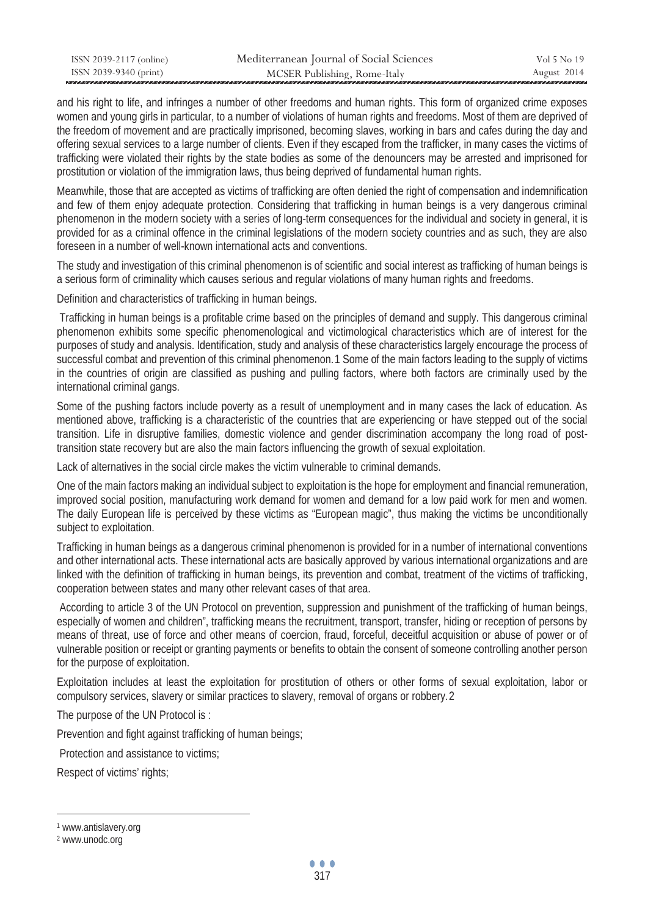and his right to life, and infringes a number of other freedoms and human rights. This form of organized crime exposes women and young girls in particular, to a number of violations of human rights and freedoms. Most of them are deprived of the freedom of movement and are practically imprisoned, becoming slaves, working in bars and cafes during the day and offering sexual services to a large number of clients. Even if they escaped from the trafficker, in many cases the victims of trafficking were violated their rights by the state bodies as some of the denouncers may be arrested and imprisoned for prostitution or violation of the immigration laws, thus being deprived of fundamental human rights.

Meanwhile, those that are accepted as victims of trafficking are often denied the right of compensation and indemnification and few of them enjoy adequate protection. Considering that trafficking in human beings is a very dangerous criminal phenomenon in the modern society with a series of long-term consequences for the individual and society in general, it is provided for as a criminal offence in the criminal legislations of the modern society countries and as such, they are also foreseen in a number of well-known international acts and conventions.

The study and investigation of this criminal phenomenon is of scientific and social interest as trafficking of human beings is a serious form of criminality which causes serious and regular violations of many human rights and freedoms.

Definition and characteristics of trafficking in human beings.

Trafficking in human beings is a profitable crime based on the principles of demand and supply. This dangerous criminal phenomenon exhibits some specific phenomenological and victimological characteristics which are of interest for the purposes of study and analysis. Identification, study and analysis of these characteristics largely encourage the process of successful combat and prevention of this criminal phenomenon.[1] Some of the main factors leading to the supply of victims in the countries of origin are classified as pushing and pulling factors, where both factors are criminally used by the international criminal gangs.

Some of the pushing factors include poverty as a result of unemployment and in many cases the lack of education. As mentioned above, trafficking is a characteristic of the countries that are experiencing or have stepped out of the social transition. Life in disruptive families, domestic violence and gender discrimination accompany the long road of post-transition state recovery but are also the main factors influencing the growth of sexual exploitation.

Lack of alternatives in the social circle makes the victim vulnerable to criminal demands.

One of the main factors making an individual subject to exploitation is the hope for employment and financial remuneration, improved social position, manufacturing work demand for women and demand for a low paid work for men and women. The daily European life is perceived by these victims as "European magic", thus making the victims be unconditionally subject to exploitation.

Trafficking in human beings as a dangerous criminal phenomenon is provided for in a number of international conventions and other international acts. These international acts are basically approved by various international organizations and are linked with the definition of trafficking in human beings, its prevention and combat, treatment of the victims of trafficking, cooperation between states and many other relevant cases of that area.

According to article 3 of the UN Protocol on prevention, suppression and punishment of the trafficking of human beings, especially of women and children", trafficking means the recruitment, transport, transfer, hiding or reception of persons by means of threat, use of force and other means of coercion, fraud, forceful, deceitful acquisition or abuse of power or of vulnerable position or receipt or granting payments or benefits to obtain the consent of someone controlling another person for the purpose of exploitation.

Exploitation includes at least the exploitation for prostitution of others or other forms of sexual exploitation, labor or compulsory services, slavery or similar practices to slavery, removal of organs or robbery.[2]

The purpose of the UN Protocol is :

Prevention and fight against trafficking of human beings;

Protection and assistance to victims;

Respect of victims' rights;

---

[1] www.antislavery.org

[2] www.unodc.org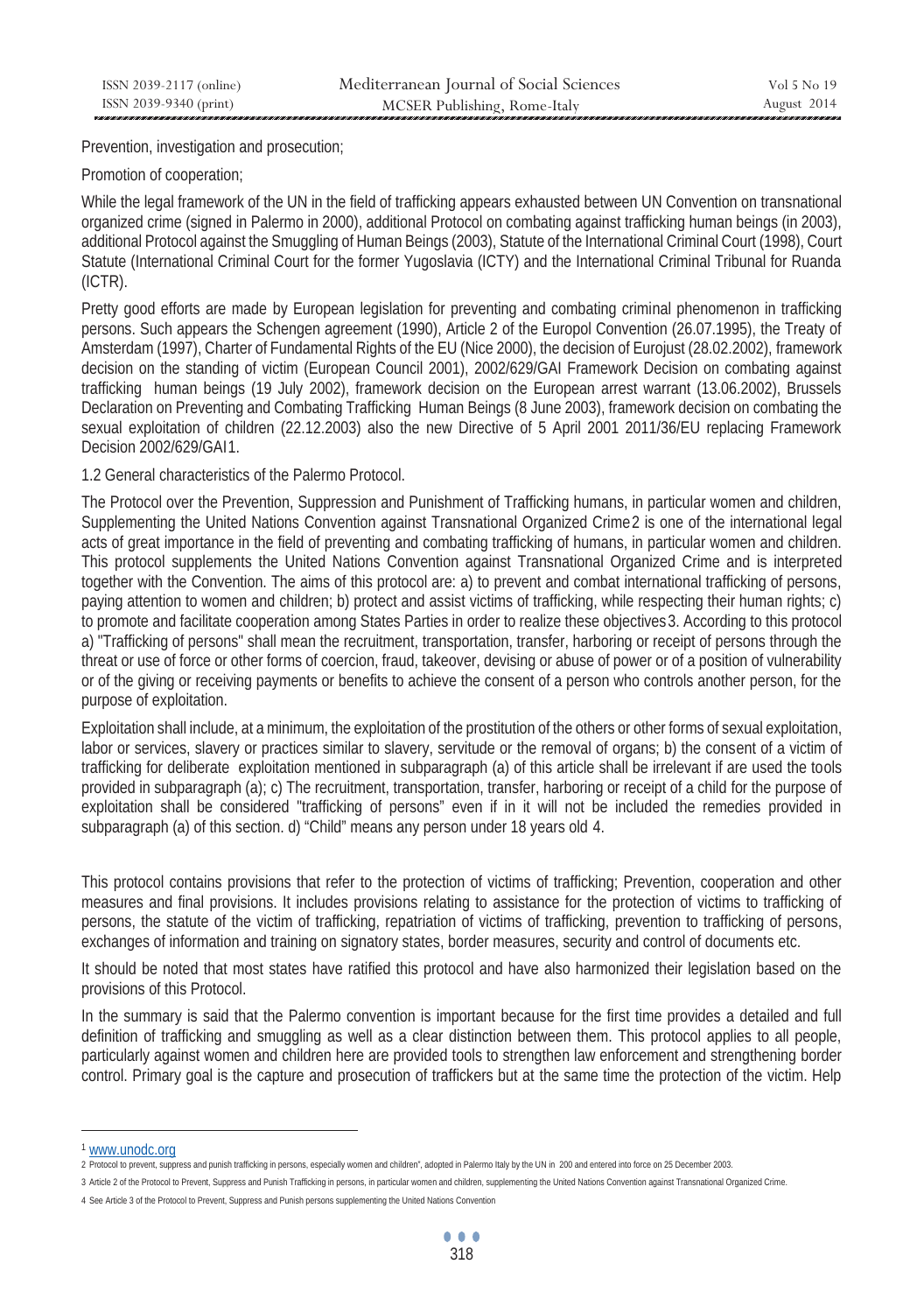Prevention, investigation and prosecution;

Promotion of cooperation;

While the legal framework of the UN in the field of trafficking appears exhausted between UN Convention on transnational organized crime (signed in Palermo in 2000), additional Protocol on combating against trafficking human beings (in 2003), additional Protocol against the Smuggling of Human Beings (2003), Statute of the International Criminal Court (1998), Court Statute (International Criminal Court for the former Yugoslavia (ICTY) and the International Criminal Tribunal for Ruanda (ICTR).

Pretty good efforts are made by European legislation for preventing and combating criminal phenomenon in trafficking persons. Such appears the Schengen agreement (1990), Article 2 of the Europol Convention (26.07.1995), the Treaty of Amsterdam (1997), Charter of Fundamental Rights of the EU (Nice 2000), the decision of Eurojust (28.02.2002), framework decision on the standing of victim (European Council 2001), 2002/629/GAI Framework Decision on combating against trafficking human beings (19 July 2002), framework decision on the European arrest warrant (13.06.2002), Brussels Declaration on Preventing and Combating Trafficking Human Beings (8 June 2003), framework decision on combating the sexual exploitation of children (22.12.2003) also the new Directive of 5 April 2001 2011/36/EU replacing Framework Decision 2002/629/GAI[1].

## 1.2 General characteristics of the Palermo Protocol.

The Protocol over the Prevention, Suppression and Punishment of Trafficking humans, in particular women and children, Supplementing the United Nations Convention against Transnational Organized Crime[2] is one of the international legal acts of great importance in the field of preventing and combating trafficking of humans, in particular women and children. This protocol supplements the United Nations Convention against Transnational Organized Crime and is interpreted together with the Convention. The aims of this protocol are: a) to prevent and combat international trafficking of persons, paying attention to women and children; b) protect and assist victims of trafficking, while respecting their human rights; c) to promote and facilitate cooperation among States Parties in order to realize these objectives[3]. According to this protocol a) "Trafficking of persons" shall mean the recruitment, transportation, transfer, harboring or receipt of persons through the threat or use of force or other forms of coercion, fraud, takeover, devising or abuse of power or of a position of vulnerability or of the giving or receiving payments or benefits to achieve the consent of a person who controls another person, for the purpose of exploitation.

Exploitation shall include, at a minimum, the exploitation of the prostitution of the others or other forms of sexual exploitation, labor or services, slavery or practices similar to slavery, servitude or the removal of organs; b) the consent of a victim of trafficking for deliberate exploitation mentioned in subparagraph (a) of this article shall be irrelevant if are used the tools provided in subparagraph (a); c) The recruitment, transportation, transfer, harboring or receipt of a child for the purpose of exploitation shall be considered "trafficking of persons" even if in it will not be included the remedies provided in subparagraph (a) of this section. d) "Child" means any person under 18 years old [4].

This protocol contains provisions that refer to the protection of victims of trafficking; Prevention, cooperation and other measures and final provisions. It includes provisions relating to assistance for the protection of victims to trafficking of persons, the statute of the victim of trafficking, repatriation of victims of trafficking, prevention to trafficking of persons, exchanges of information and training on signatory states, border measures, security and control of documents etc.

It should be noted that most states have ratified this protocol and have also harmonized their legislation based on the provisions of this Protocol.

In the summary is said that the Palermo convention is important because for the first time provides a detailed and full definition of trafficking and smuggling as well as a clear distinction between them. This protocol applies to all people, particularly against women and children here are provided tools to strengthen law enforcement and strengthening border control. Primary goal is the capture and prosecution of traffickers but at the same time the protection of the victim. Help

---

[1] www.unodc.org

[2] Protocol to prevent, suppress and punish trafficking in persons, especially women and children", adopted in Palermo Italy by the UN in 200 and entered into force on 25 December 2003.

[3] Article 2 of the Protocol to Prevent, Suppress and Punish Trafficking in persons, in particular women and children, supplementing the United Nations Convention against Transnational Organized Crime.

[4] See Article 3 of the Protocol to Prevent, Suppress and Punish persons supplementing the United Nations Convention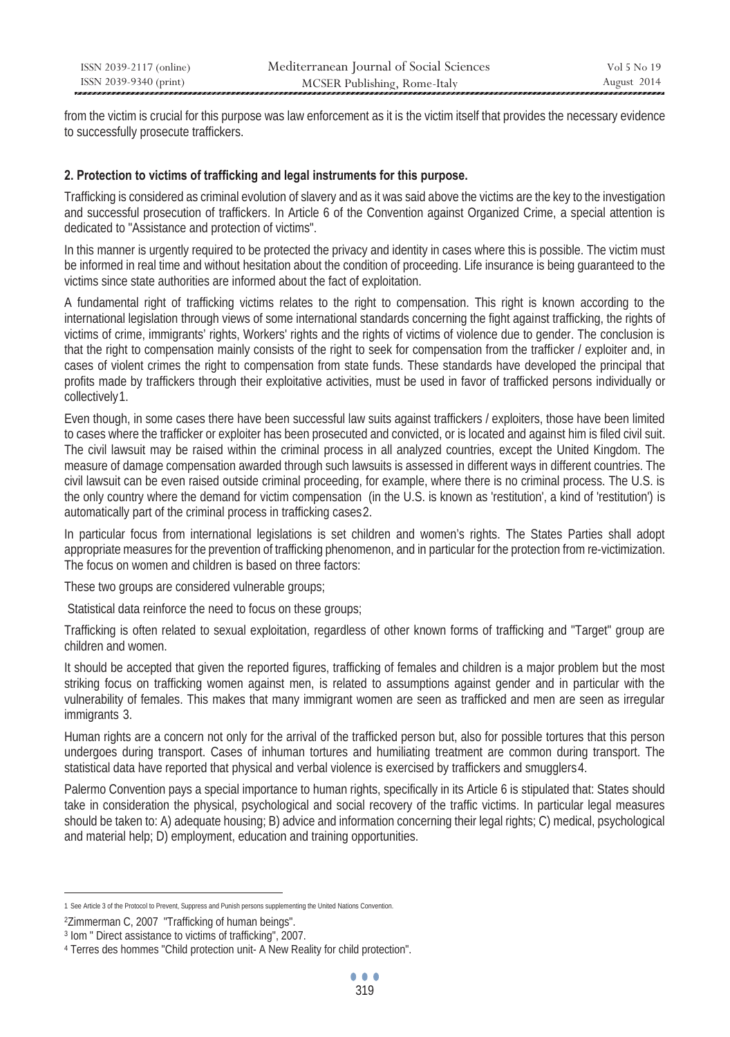from the victim is crucial for this purpose was law enforcement as it is the victim itself that provides the necessary evidence to successfully prosecute traffickers.

### 2. Protection to victims of trafficking and legal instruments for this purpose.

Trafficking is considered as criminal evolution of slavery and as it was said above the victims are the key to the investigation and successful prosecution of traffickers. In Article 6 of the Convention against Organized Crime, a special attention is dedicated to "Assistance and protection of victims".

In this manner is urgently required to be protected the privacy and identity in cases where this is possible. The victim must be informed in real time and without hesitation about the condition of proceeding. Life insurance is being guaranteed to the victims since state authorities are informed about the fact of exploitation.

A fundamental right of trafficking victims relates to the right to compensation. This right is known according to the international legislation through views of some international standards concerning the fight against trafficking, the rights of victims of crime, immigrants' rights, Workers' rights and the rights of victims of violence due to gender. The conclusion is that the right to compensation mainly consists of the right to seek for compensation from the trafficker / exploiter and, in cases of violent crimes the right to compensation from state funds. These standards have developed the principal that profits made by traffickers through their exploitative activities, must be used in favor of trafficked persons individually or collectively[1].

Even though, in some cases there have been successful law suits against traffickers / exploiters, those have been limited to cases where the trafficker or exploiter has been prosecuted and convicted, or is located and against him is filed civil suit. The civil lawsuit may be raised within the criminal process in all analyzed countries, except the United Kingdom. The measure of damage compensation awarded through such lawsuits is assessed in different ways in different countries. The civil lawsuit can be even raised outside criminal proceeding, for example, where there is no criminal process. The U.S. is the only country where the demand for victim compensation (in the U.S. is known as 'restitution', a kind of 'restitution') is automatically part of the criminal process in trafficking cases[2].

In particular focus from international legislations is set children and women's rights. The States Parties shall adopt appropriate measures for the prevention of trafficking phenomenon, and in particular for the protection from re-victimization. The focus on women and children is based on three factors:

These two groups are considered vulnerable groups;

Statistical data reinforce the need to focus on these groups;

Trafficking is often related to sexual exploitation, regardless of other known forms of trafficking and "Target" group are children and women.

It should be accepted that given the reported figures, trafficking of females and children is a major problem but the most striking focus on trafficking women against men, is related to assumptions against gender and in particular with the vulnerability of females. This makes that many immigrant women are seen as trafficked and men are seen as irregular immigrants [3].

Human rights are a concern not only for the arrival of the trafficked person but, also for possible tortures that this person undergoes during transport. Cases of inhuman tortures and humiliating treatment are common during transport. The statistical data have reported that physical and verbal violence is exercised by traffickers and smugglers[4].

Palermo Convention pays a special importance to human rights, specifically in its Article 6 is stipulated that: States should take in consideration the physical, psychological and social recovery of the traffic victims. In particular legal measures should be taken to: A) adequate housing; B) advice and information concerning their legal rights; C) medical, psychological and material help; D) employment, education and training opportunities.

---

[1] See Article 3 of the Protocol to Prevent, Suppress and Punish persons supplementing the United Nations Convention.

[2] Zimmerman C, 2007 "Trafficking of human beings".

[3] Iom " Direct assistance to victims of trafficking", 2007.

[4] Terres des hommes "Child protection unit- A New Reality for child protection".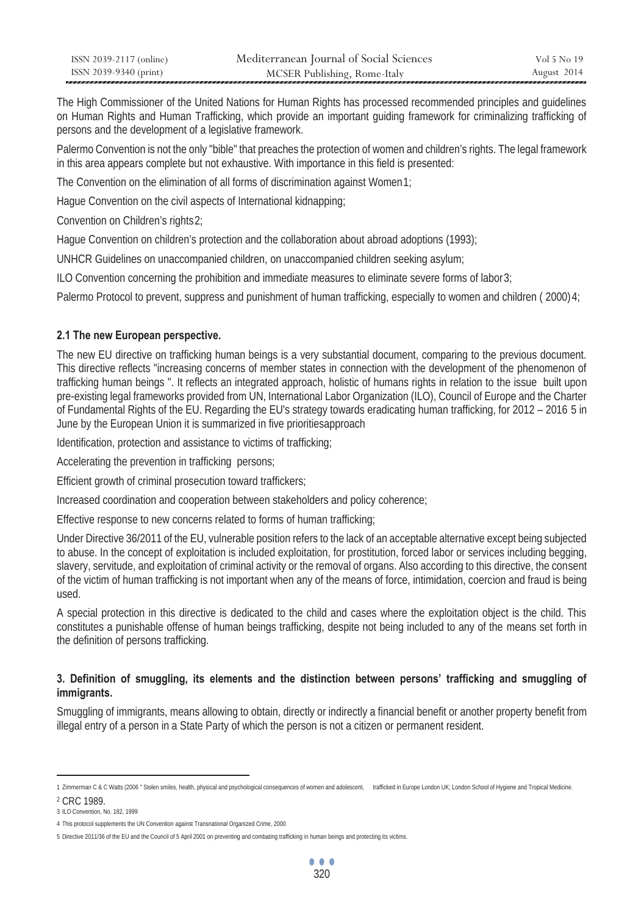The High Commissioner of the United Nations for Human Rights has processed recommended principles and guidelines on Human Rights and Human Trafficking, which provide an important guiding framework for criminalizing trafficking of persons and the development of a legislative framework.

Palermo Convention is not the only "bible" that preaches the protection of women and children's rights. The legal framework in this area appears complete but not exhaustive. With importance in this field is presented:

The Convention on the elimination of all forms of discrimination against Women[1];

Hague Convention on the civil aspects of International kidnapping;

Convention on Children's rights[2];

Hague Convention on children's protection and the collaboration about abroad adoptions (1993);

UNHCR Guidelines on unaccompanied children, on unaccompanied children seeking asylum;

ILO Convention concerning the prohibition and immediate measures to eliminate severe forms of labor[3];

Palermo Protocol to prevent, suppress and punishment of human trafficking, especially to women and children ( 2000)[4];

### 2.1 The new European perspective.

The new EU directive on trafficking human beings is a very substantial document, comparing to the previous document. This directive reflects "increasing concerns of member states in connection with the development of the phenomenon of trafficking human beings ". It reflects an integrated approach, holistic of humans rights in relation to the issue built upon pre-existing legal frameworks provided from UN, International Labor Organization (ILO), Council of Europe and the Charter of Fundamental Rights of the EU. Regarding the EU's strategy towards eradicating human trafficking, for 2012 – 2016 [5] in June by the European Union it is summarized in five prioritiesapproach

Identification, protection and assistance to victims of trafficking;

Accelerating the prevention in trafficking persons;

Efficient growth of criminal prosecution toward traffickers;

Increased coordination and cooperation between stakeholders and policy coherence;

Effective response to new concerns related to forms of human trafficking;

Under Directive 36/2011 of the EU, vulnerable position refers to the lack of an acceptable alternative except being subjected to abuse. In the concept of exploitation is included exploitation, for prostitution, forced labor or services including begging, slavery, servitude, and exploitation of criminal activity or the removal of organs. Also according to this directive, the consent of the victim of human trafficking is not important when any of the means of force, intimidation, coercion and fraud is being used.

A special protection in this directive is dedicated to the child and cases where the exploitation object is the child. This constitutes a punishable offense of human beings trafficking, despite not being included to any of the means set forth in the definition of persons trafficking.

### 3. Definition of smuggling, its elements and the distinction between persons' trafficking and smuggling of immigrants.

Smuggling of immigrants, means allowing to obtain, directly or indirectly a financial benefit or another property benefit from illegal entry of a person in a State Party of which the person is not a citizen or permanent resident.

---

1 Zimmerman C & C Watts (2006 " Stolen smiles, health, physical and psychological consequences of women and adolescent, trafficked in Europe London UK; London School of Hygiene and Tropical Medicine.

2 CRC 1989.

3 ILO Convention, No. 182, 1999

4 This protocol supplements the UN Convention against Transnational Organized Crime, 2000

5 Directive 2011/36 of the EU and the Council of 5 April 2001 on preventing and combating trafficking in human beings and protecting its victims.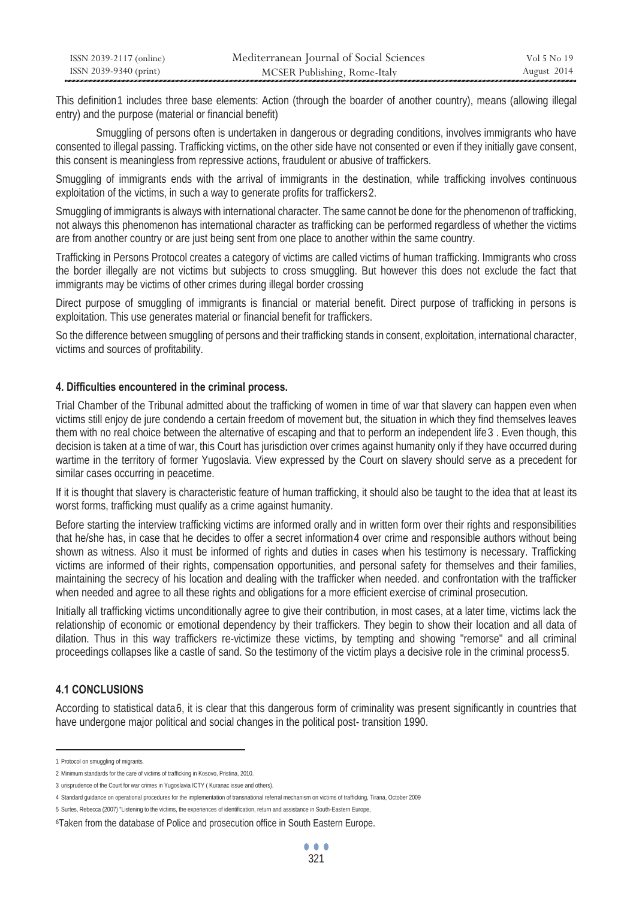This definition[1] includes three base elements: Action (through the boarder of another country), means (allowing illegal entry) and the purpose (material or financial benefit)

Smuggling of persons often is undertaken in dangerous or degrading conditions, involves immigrants who have consented to illegal passing. Trafficking victims, on the other side have not consented or even if they initially gave consent, this consent is meaningless from repressive actions, fraudulent or abusive of traffickers.

Smuggling of immigrants ends with the arrival of immigrants in the destination, while trafficking involves continuous exploitation of the victims, in such a way to generate profits for traffickers[2].

Smuggling of immigrants is always with international character. The same cannot be done for the phenomenon of trafficking, not always this phenomenon has international character as trafficking can be performed regardless of whether the victims are from another country or are just being sent from one place to another within the same country.

Trafficking in Persons Protocol creates a category of victims are called victims of human trafficking. Immigrants who cross the border illegally are not victims but subjects to cross smuggling. But however this does not exclude the fact that immigrants may be victims of other crimes during illegal border crossing

Direct purpose of smuggling of immigrants is financial or material benefit. Direct purpose of trafficking in persons is exploitation. This use generates material or financial benefit for traffickers.

So the difference between smuggling of persons and their trafficking stands in consent, exploitation, international character, victims and sources of profitability.

## 4. Difficulties encountered in the criminal process.

Trial Chamber of the Tribunal admitted about the trafficking of women in time of war that slavery can happen even when victims still enjoy de jure condendo a certain freedom of movement but, the situation in which they find themselves leaves them with no real choice between the alternative of escaping and that to perform an independent life[3] . Even though, this decision is taken at a time of war, this Court has jurisdiction over crimes against humanity only if they have occurred during wartime in the territory of former Yugoslavia. View expressed by the Court on slavery should serve as a precedent for similar cases occurring in peacetime.

If it is thought that slavery is characteristic feature of human trafficking, it should also be taught to the idea that at least its worst forms, trafficking must qualify as a crime against humanity.

Before starting the interview trafficking victims are informed orally and in written form over their rights and responsibilities that he/she has, in case that he decides to offer a secret information[4] over crime and responsible authors without being shown as witness. Also it must be informed of rights and duties in cases when his testimony is necessary. Trafficking victims are informed of their rights, compensation opportunities, and personal safety for themselves and their families, maintaining the secrecy of his location and dealing with the trafficker when needed. and confrontation with the trafficker when needed and agree to all these rights and obligations for a more efficient exercise of criminal prosecution.

Initially all trafficking victims unconditionally agree to give their contribution, in most cases, at a later time, victims lack the relationship of economic or emotional dependency by their traffickers. They begin to show their location and all data of dilation. Thus in this way traffickers re-victimize these victims, by tempting and showing "remorse" and all criminal proceedings collapses like a castle of sand. So the testimony of the victim plays a decisive role in the criminal process[5].

### 4.1 CONCLUSIONS

According to statistical data[6], it is clear that this dangerous form of criminality was present significantly in countries that have undergone major political and social changes in the political post- transition 1990.

---

1 Protocol on smuggling of migrants.

2 Minimum standards for the care of victims of trafficking in Kosovo, Pristina, 2010.

3 urisprudence of the Court for war crimes in Yugoslavia ICTY ( Kuranac issue and others).

4 Standard guidance on operational procedures for the implementation of transnational referral mechanism on victims of trafficking, Tirana, October 2009

5 Surtes, Rebecca (2007) "Listening to the victims, the experiences of identification, return and assistance in South-Eastern Europe,

6 Taken from the database of Police and prosecution office in South Eastern Europe.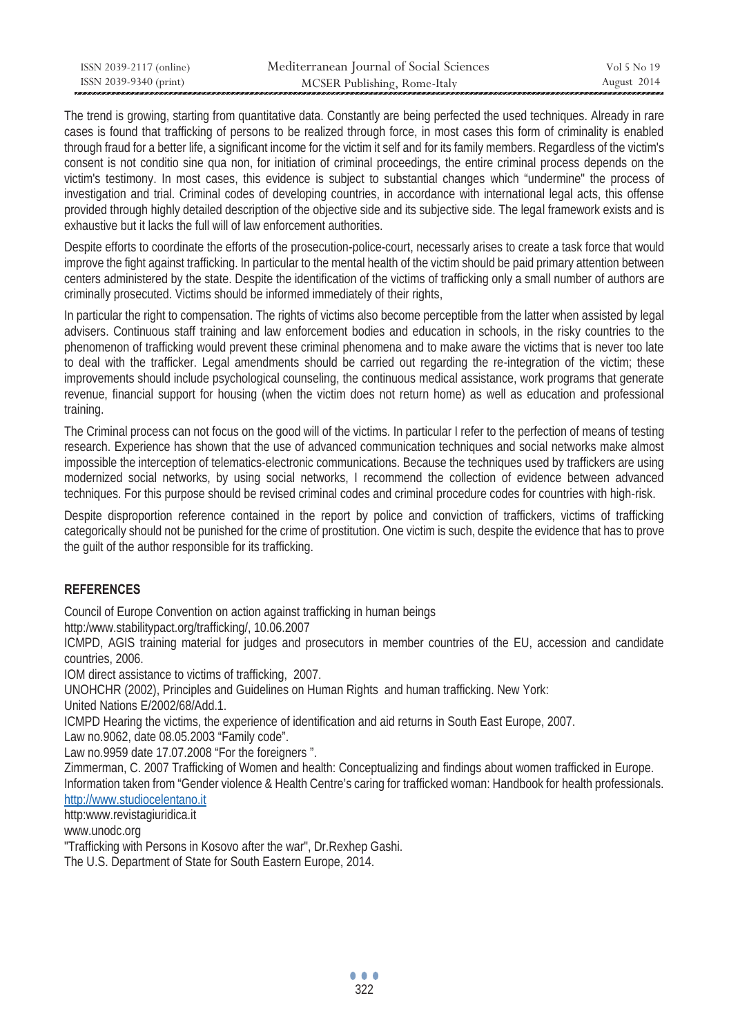The trend is growing, starting from quantitative data. Constantly are being perfected the used techniques. Already in rare cases is found that trafficking of persons to be realized through force, in most cases this form of criminality is enabled through fraud for a better life, a significant income for the victim it self and for its family members. Regardless of the victim's consent is not conditio sine qua non, for initiation of criminal proceedings, the entire criminal process depends on the victim's testimony. In most cases, this evidence is subject to substantial changes which "undermine" the process of investigation and trial. Criminal codes of developing countries, in accordance with international legal acts, this offense provided through highly detailed description of the objective side and its subjective side. The legal framework exists and is exhaustive but it lacks the full will of law enforcement authorities.

Despite efforts to coordinate the efforts of the prosecution-police-court, necessarly arises to create a task force that would improve the fight against trafficking. In particular to the mental health of the victim should be paid primary attention between centers administered by the state. Despite the identification of the victims of trafficking only a small number of authors are criminally prosecuted. Victims should be informed immediately of their rights,

In particular the right to compensation. The rights of victims also become perceptible from the latter when assisted by legal advisers. Continuous staff training and law enforcement bodies and education in schools, in the risky countries to the phenomenon of trafficking would prevent these criminal phenomena and to make aware the victims that is never too late to deal with the trafficker. Legal amendments should be carried out regarding the re-integration of the victim; these improvements should include psychological counseling, the continuous medical assistance, work programs that generate revenue, financial support for housing (when the victim does not return home) as well as education and professional training.

The Criminal process can not focus on the good will of the victims. In particular I refer to the perfection of means of testing research. Experience has shown that the use of advanced communication techniques and social networks make almost impossible the interception of telematics-electronic communications. Because the techniques used by traffickers are using modernized social networks, by using social networks, I recommend the collection of evidence between advanced techniques. For this purpose should be revised criminal codes and criminal procedure codes for countries with high-risk.

Despite disproportion reference contained in the report by police and conviction of traffickers, victims of trafficking categorically should not be punished for the crime of prostitution. One victim is such, despite the evidence that has to prove the guilt of the author responsible for its trafficking.

## REFERENCES

Council of Europe Convention on action against trafficking in human beings

http:/www.stabilitypact.org/trafficking/, 10.06.2007

ICMPD, AGIS training material for judges and prosecutors in member countries of the EU, accession and candidate countries, 2006.

IOM direct assistance to victims of trafficking, 2007.

UNOHCHR (2002), Principles and Guidelines on Human Rights and human trafficking. New York:

United Nations E/2002/68/Add.1.

ICMPD Hearing the victims, the experience of identification and aid returns in South East Europe, 2007.

Law no.9062, date 08.05.2003 "Family code".

Law no.9959 date 17.07.2008 "For the foreigners ".

Zimmerman, C. 2007 Trafficking of Women and health: Conceptualizing and findings about women trafficked in Europe.

Information taken from "Gender violence & Health Centre's caring for trafficked woman: Handbook for health professionals.

http://www.studiocelentano.it

http:www.revistagiuridica.it

www.unodc.org

"Trafficking with Persons in Kosovo after the war", Dr.Rexhep Gashi.

The U.S. Department of State for South Eastern Europe, 2014.